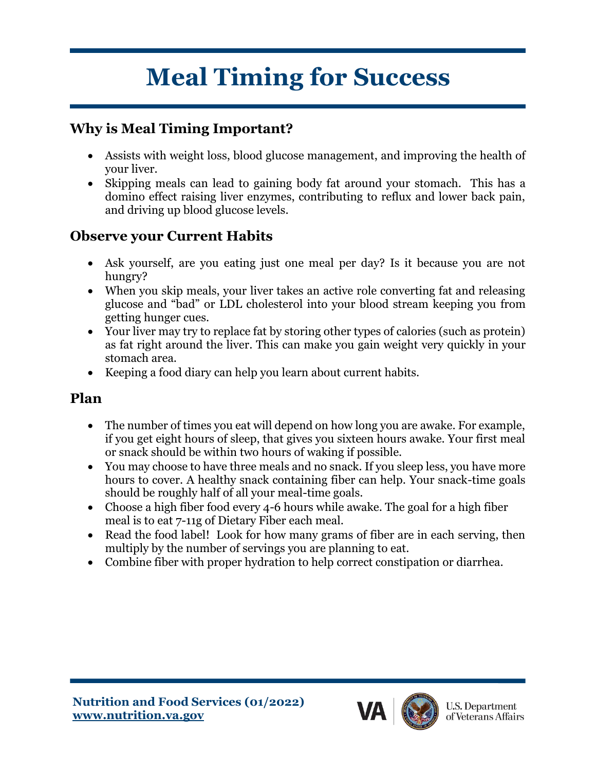# Meal Timing for Success

## Why is Meal Timing Important?

- Assists with weight loss, blood glucose management, and improving the health of your liver.
- Skipping meals can lead to gaining body fat around your stomach. This has a domino effect raising liver enzymes, contributing to reflux and lower back pain, and driving up blood glucose levels.

## Observe your Current Habits

- Ask yourself, are you eating just one meal per day? Is it because you are not hungry?
- When you skip meals, your liver takes an active role converting fat and releasing glucose and "bad" or LDL cholesterol into your blood stream keeping you from getting hunger cues.
- Your liver may try to replace fat by storing other types of calories (such as protein) as fat right around the liver. This can make you gain weight very quickly in your stomach area.
- Keeping a food diary can help you learn about current habits.

## Plan

- The number of times you eat will depend on how long you are awake. For example, if you get eight hours of sleep, that gives you sixteen hours awake. Your first meal or snack should be within two hours of waking if possible.
- You may choose to have three meals and no snack. If you sleep less, you have more hours to cover. A healthy snack containing fiber can help. Your snack-time goals should be roughly half of all your meal-time goals.
- Choose a high fiber food every 4-6 hours while awake. The goal for a high fiber meal is to eat 7-11g of Dietary Fiber each meal.
- Read the food label! Look for how many grams of fiber are in each serving, then multiply by the number of servings you are planning to eat.
- Combine fiber with proper hydration to help correct constipation or diarrhea.

**Nutrition and Food Services (01/2022)**
**www.nutrition.va.gov**

U.S. Department of Veterans Affairs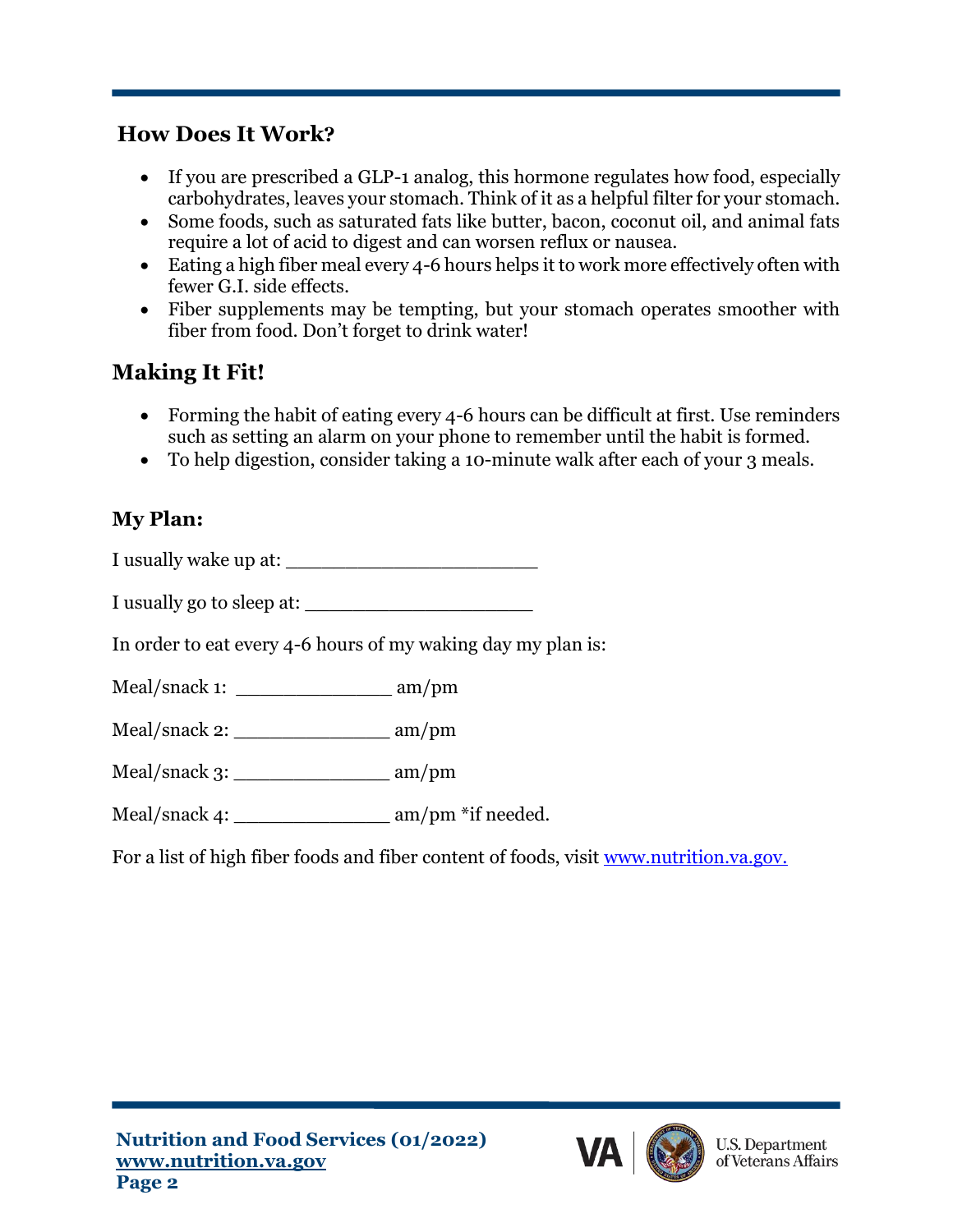## How Does It Work?

- If you are prescribed a GLP-1 analog, this hormone regulates how food, especially carbohydrates, leaves your stomach. Think of it as a helpful filter for your stomach.
- Some foods, such as saturated fats like butter, bacon, coconut oil, and animal fats require a lot of acid to digest and can worsen reflux or nausea.
- Eating a high fiber meal every 4-6 hours helps it to work more effectively often with fewer G.I. side effects.
- Fiber supplements may be tempting, but your stomach operates smoother with fiber from food. Don't forget to drink water!

## Making It Fit!

- Forming the habit of eating every 4-6 hours can be difficult at first. Use reminders such as setting an alarm on your phone to remember until the habit is formed.
- To help digestion, consider taking a 10-minute walk after each of your 3 meals.

### My Plan:

I usually wake up at: ______________________

I usually go to sleep at: ____________________

In order to eat every 4-6 hours of my waking day my plan is:

Meal/snack 1: ______________ am/pm

Meal/snack 2: ______________ am/pm

Meal/snack 3: ______________ am/pm

Meal/snack 4: ______________ am/pm *if needed.

For a list of high fiber foods and fiber content of foods, visit [www.nutrition.va.gov.](http://www.nutrition.va.gov)

**Nutrition and Food Services (01/2022)**
**[www.nutrition.va.gov](http://www.nutrition.va.gov)**

VA | U.S. Department of Veterans Affairs